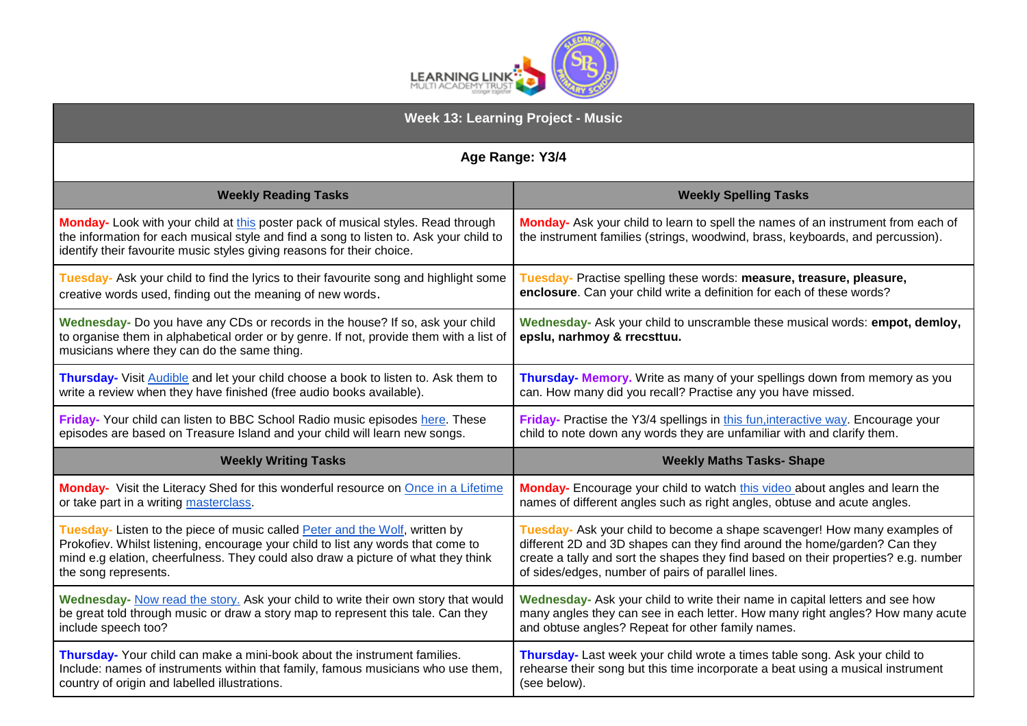# Week 13: Learning Project - Music

**Age Range: Y3/4**

| Weekly Reading Tasks | Weekly Spelling Tasks |
|---|---|
| **Monday-** Look with your child at this poster pack of musical styles. Read through the information for each musical style and find a song to listen to. Ask your child to identify their favourite music styles giving reasons for their choice. | **Monday-** Ask your child to learn to spell the names of an instrument from each of the instrument families (strings, woodwind, brass, keyboards, and percussion). |
| **Tuesday-** Ask your child to find the lyrics to their favourite song and highlight some creative words used, finding out the meaning of new words. | **Tuesday-** Practise spelling these words: **measure, treasure, pleasure, enclosure**. Can your child write a definition for each of these words? |
| **Wednesday-** Do you have any CDs or records in the house? If so, ask your child to organise them in alphabetical order or by genre. If not, provide them with a list of musicians where they can do the same thing. | **Wednesday-** Ask your child to unscramble these musical words: **empot, demloy, epslu, narhmoy & rrecsttuu.** |
| **Thursday-** Visit Audible and let your child choose a book to listen to. Ask them to write a review when they have finished (free audio books available). | **Thursday- Memory.** Write as many of your spellings down from memory as you can. How many did you recall? Practise any you have missed. |
| **Friday-** Your child can listen to BBC School Radio music episodes here. These episodes are based on Treasure Island and your child will learn new songs. | **Friday-** Practise the Y3/4 spellings in this fun,interactive way. Encourage your child to note down any words they are unfamiliar with and clarify them. |
| **Weekly Writing Tasks** | **Weekly Maths Tasks- Shape** |
| **Monday-** Visit the Literacy Shed for this wonderful resource on Once in a Lifetime or take part in a writing masterclass. | **Monday-** Encourage your child to watch this video about angles and learn the names of different angles such as right angles, obtuse and acute angles. |
| **Tuesday-** Listen to the piece of music called Peter and the Wolf, written by Prokofiev. Whilst listening, encourage your child to list any words that come to mind e.g elation, cheerfulness. They could also draw a picture of what they think the song represents. | **Tuesday-** Ask your child to become a shape scavenger! How many examples of different 2D and 3D shapes can they find around the home/garden? Can they create a tally and sort the shapes they find based on their properties? e.g. number of sides/edges, number of pairs of parallel lines. |
| **Wednesday-** Now read the story. Ask your child to write their own story that would be great told through music or draw a story map to represent this tale. Can they include speech too? | **Wednesday-** Ask your child to write their name in capital letters and see how many angles they can see in each letter. How many right angles? How many acute and obtuse angles? Repeat for other family names. |
| **Thursday-** Your child can make a mini-book about the instrument families. Include: names of instruments within that family, famous musicians who use them, country of origin and labelled illustrations. | **Thursday-** Last week your child wrote a times table song. Ask your child to rehearse their song but this time incorporate a beat using a musical instrument (see below). |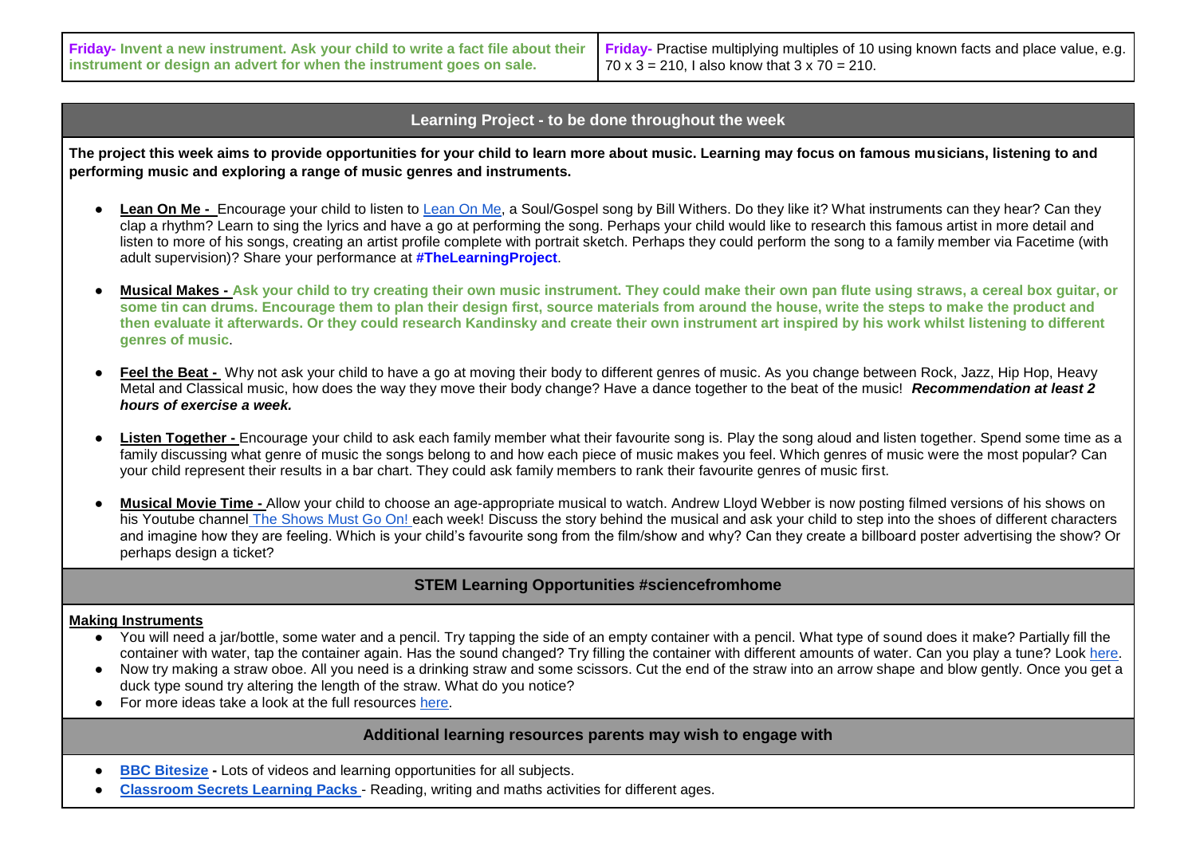| **Friday-** **Invent a new instrument. Ask your child to write a fact file about their instrument or design an advert for when the instrument goes on sale.** | **Friday-** Practise multiplying multiples of 10 using known facts and place value, e.g. 70 x 3 = 210, I also know that 3 x 70 = 210. |
|---|---|

## Learning Project - to be done throughout the week

**The project this week aims to provide opportunities for your child to learn more about music. Learning may focus on famous musicians, listening to and performing music and exploring a range of music genres and instruments.**

- **Lean On Me -** Encourage your child to listen to Lean On Me, a Soul/Gospel song by Bill Withers. Do they like it? What instruments can they hear? Can they clap a rhythm? Learn to sing the lyrics and have a go at performing the song. Perhaps your child would like to research this famous artist in more detail and listen to more of his songs, creating an artist profile complete with portrait sketch. Perhaps they could perform the song to a family member via Facetime (with adult supervision)? Share your performance at **#TheLearningProject**.
- **Musical Makes - Ask your child to try creating their own music instrument. They could make their own pan flute using straws, a cereal box guitar, or some tin can drums. Encourage them to plan their design first, source materials from around the house, write the steps to make the product and then evaluate it afterwards. Or they could research Kandinsky and create their own instrument art inspired by his work whilst listening to different genres of music**.
- **Feel the Beat -** Why not ask your child to have a go at moving their body to different genres of music. As you change between Rock, Jazz, Hip Hop, Heavy Metal and Classical music, how does the way they move their body change? Have a dance together to the beat of the music! ***Recommendation at least 2 hours of exercise a week.***
- **Listen Together -** Encourage your child to ask each family member what their favourite song is. Play the song aloud and listen together. Spend some time as a family discussing what genre of music the songs belong to and how each piece of music makes you feel. Which genres of music were the most popular? Can your child represent their results in a bar chart. They could ask family members to rank their favourite genres of music first.
- **Musical Movie Time -** Allow your child to choose an age-appropriate musical to watch. Andrew Lloyd Webber is now posting filmed versions of his shows on his Youtube channel The Shows Must Go On! each week! Discuss the story behind the musical and ask your child to step into the shoes of different characters and imagine how they are feeling. Which is your child's favourite song from the film/show and why? Can they create a billboard poster advertising the show? Or perhaps design a ticket?

## STEM Learning Opportunities #sciencefromhome

**Making Instruments**

- You will need a jar/bottle, some water and a pencil. Try tapping the side of an empty container with a pencil. What type of sound does it make? Partially fill the container with water, tap the container again. Has the sound changed? Try filling the container with different amounts of water. Can you play a tune? Look here.
- Now try making a straw oboe. All you need is a drinking straw and some scissors. Cut the end of the straw into an arrow shape and blow gently. Once you get a duck type sound try altering the length of the straw. What do you notice?
- For more ideas take a look at the full resources here.

## Additional learning resources parents may wish to engage with

- **BBC Bitesize -** Lots of videos and learning opportunities for all subjects.
- **Classroom Secrets Learning Packs** - Reading, writing and maths activities for different ages.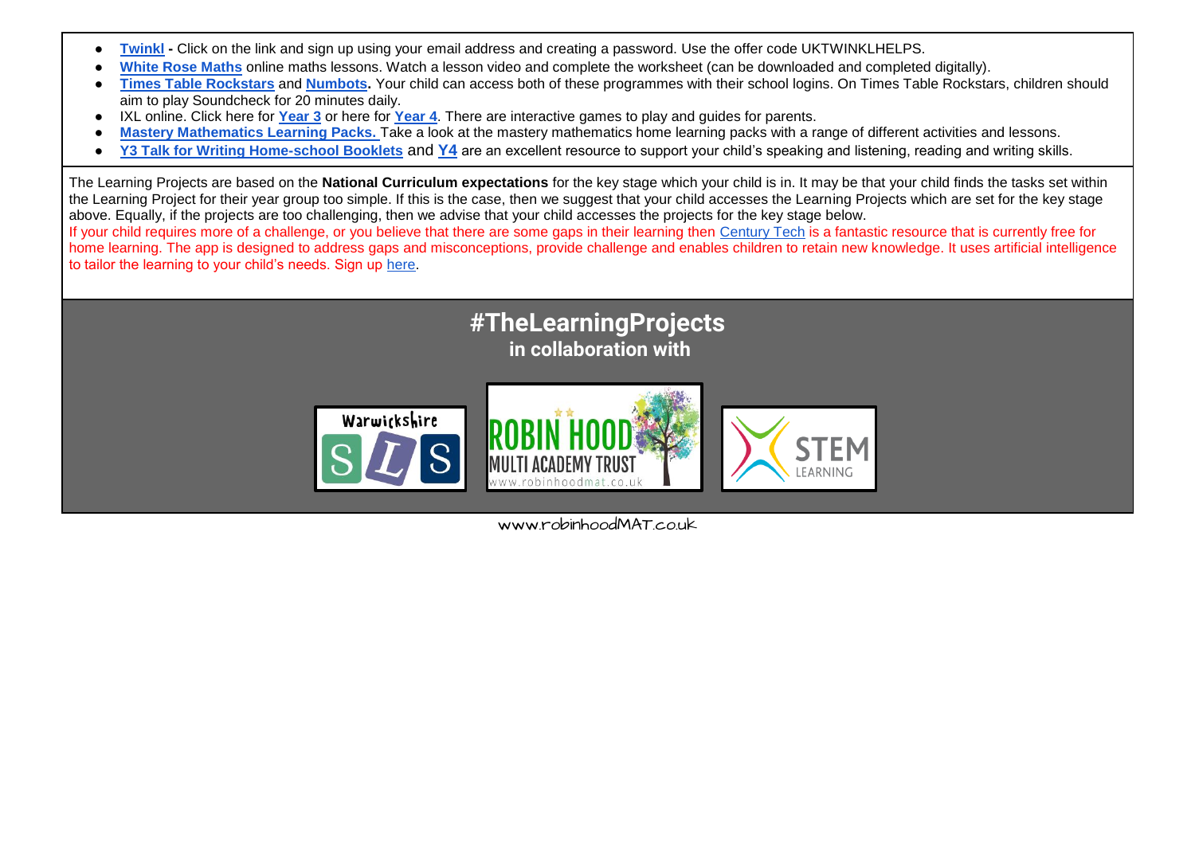- **Twinkl** - Click on the link and sign up using your email address and creating a password. Use the offer code UKTWINKLHELPS.
- **White Rose Maths** online maths lessons. Watch a lesson video and complete the worksheet (can be downloaded and completed digitally).
- **Times Table Rockstars** and **Numbots.** Your child can access both of these programmes with their school logins. On Times Table Rockstars, children should aim to play Soundcheck for 20 minutes daily.
- IXL online. Click here for **Year 3** or here for **Year 4**. There are interactive games to play and guides for parents.
- **Mastery Mathematics Learning Packs.** Take a look at the mastery mathematics home learning packs with a range of different activities and lessons.
- **Y3 Talk for Writing Home-school Booklets** and **Y4** are an excellent resource to support your child's speaking and listening, reading and writing skills.

The Learning Projects are based on the **National Curriculum expectations** for the key stage which your child is in. It may be that your child finds the tasks set within the Learning Project for their year group too simple. If this is the case, then we suggest that your child accesses the Learning Projects which are set for the key stage above. Equally, if the projects are too challenging, then we advise that your child accesses the projects for the key stage below.

If your child requires more of a challenge, or you believe that there are some gaps in their learning then Century Tech is a fantastic resource that is currently free for home learning. The app is designed to address gaps and misconceptions, provide challenge and enables children to retain new knowledge. It uses artificial intelligence to tailor the learning to your child's needs. Sign up here.

## #TheLearningProjects

**in collaboration with**

Warwickshire SLS

ROBIN HOOD MULTI ACADEMY TRUST www.robinhoodmat.co.uk

STEM LEARNING

www.robinhoodMAT.co.uk